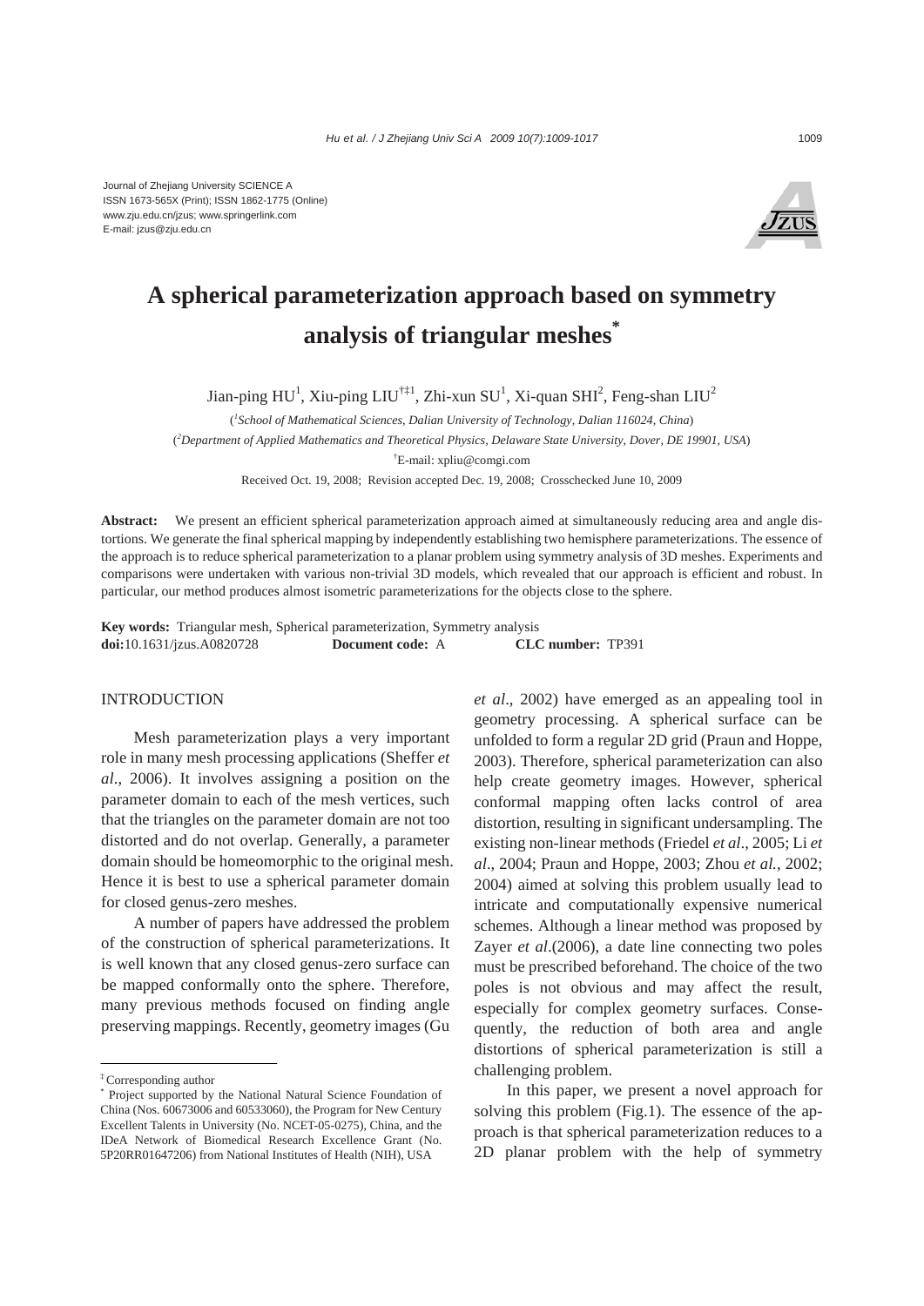Journal of Zhejiang University SCIENCE A
ISSN 1673-565X (Print); ISSN 1862-1775 (Online)
www.zju.edu.cn/jzus; www.springerlink.com
E-mail: jzus@zju.edu.cn

# A spherical parameterization approach based on symmetry analysis of triangular meshes*

Jian-ping HU[1], Xiu-ping LIU[†‡1], Zhi-xun SU[1], Xi-quan SHI[2], Feng-shan LIU[2]

([1]*School of Mathematical Sciences, Dalian University of Technology, Dalian 116024, China*)

([2]*Department of Applied Mathematics and Theoretical Physics, Delaware State University, Dover, DE 19901, USA*)

[†]E-mail: xpliu@comgi.com

Received Oct. 19, 2008; Revision accepted Dec. 19, 2008; Crosschecked June 10, 2009

**Abstract:** We present an efficient spherical parameterization approach aimed at simultaneously reducing area and angle distortions. We generate the final spherical mapping by independently establishing two hemisphere parameterizations. The essence of the approach is to reduce spherical parameterization to a planar problem using symmetry analysis of 3D meshes. Experiments and comparisons were undertaken with various non-trivial 3D models, which revealed that our approach is efficient and robust. In particular, our method produces almost isometric parameterizations for the objects close to the sphere.

**Key words:** Triangular mesh, Spherical parameterization, Symmetry analysis
**doi:**10.1631/jzus.A0820728 **Document code:** A **CLC number:** TP391

## INTRODUCTION

Mesh parameterization plays a very important role in many mesh processing applications (Sheffer *et al*., 2006). It involves assigning a position on the parameter domain to each of the mesh vertices, such that the triangles on the parameter domain are not too distorted and do not overlap. Generally, a parameter domain should be homeomorphic to the original mesh. Hence it is best to use a spherical parameter domain for closed genus-zero meshes.

A number of papers have addressed the problem of the construction of spherical parameterizations. It is well known that any closed genus-zero surface can be mapped conformally onto the sphere. Therefore, many previous methods focused on finding angle preserving mappings. Recently, geometry images (Gu *et al*., 2002) have emerged as an appealing tool in geometry processing. A spherical surface can be unfolded to form a regular 2D grid (Praun and Hoppe, 2003). Therefore, spherical parameterization can also help create geometry images. However, spherical conformal mapping often lacks control of area distortion, resulting in significant undersampling. The existing non-linear methods (Friedel *et al*., 2005; Li *et al*., 2004; Praun and Hoppe, 2003; Zhou *et al.*, 2002; 2004) aimed at solving this problem usually lead to intricate and computationally expensive numerical schemes. Although a linear method was proposed by Zayer *et al*.(2006), a date line connecting two poles must be prescribed beforehand. The choice of the two poles is not obvious and may affect the result, especially for complex geometry surfaces. Consequently, the reduction of both area and angle distortions of spherical parameterization is still a challenging problem.

In this paper, we present a novel approach for solving this problem (Fig.1). The essence of the approach is that spherical parameterization reduces to a 2D planar problem with the help of symmetry

---

[‡] Corresponding author
[*] Project supported by the National Natural Science Foundation of China (Nos. 60673006 and 60533060), the Program for New Century Excellent Talents in University (No. NCET-05-0275), China, and the IDeA Network of Biomedical Research Excellence Grant (No. 5P20RR01647206) from National Institutes of Health (NIH), USA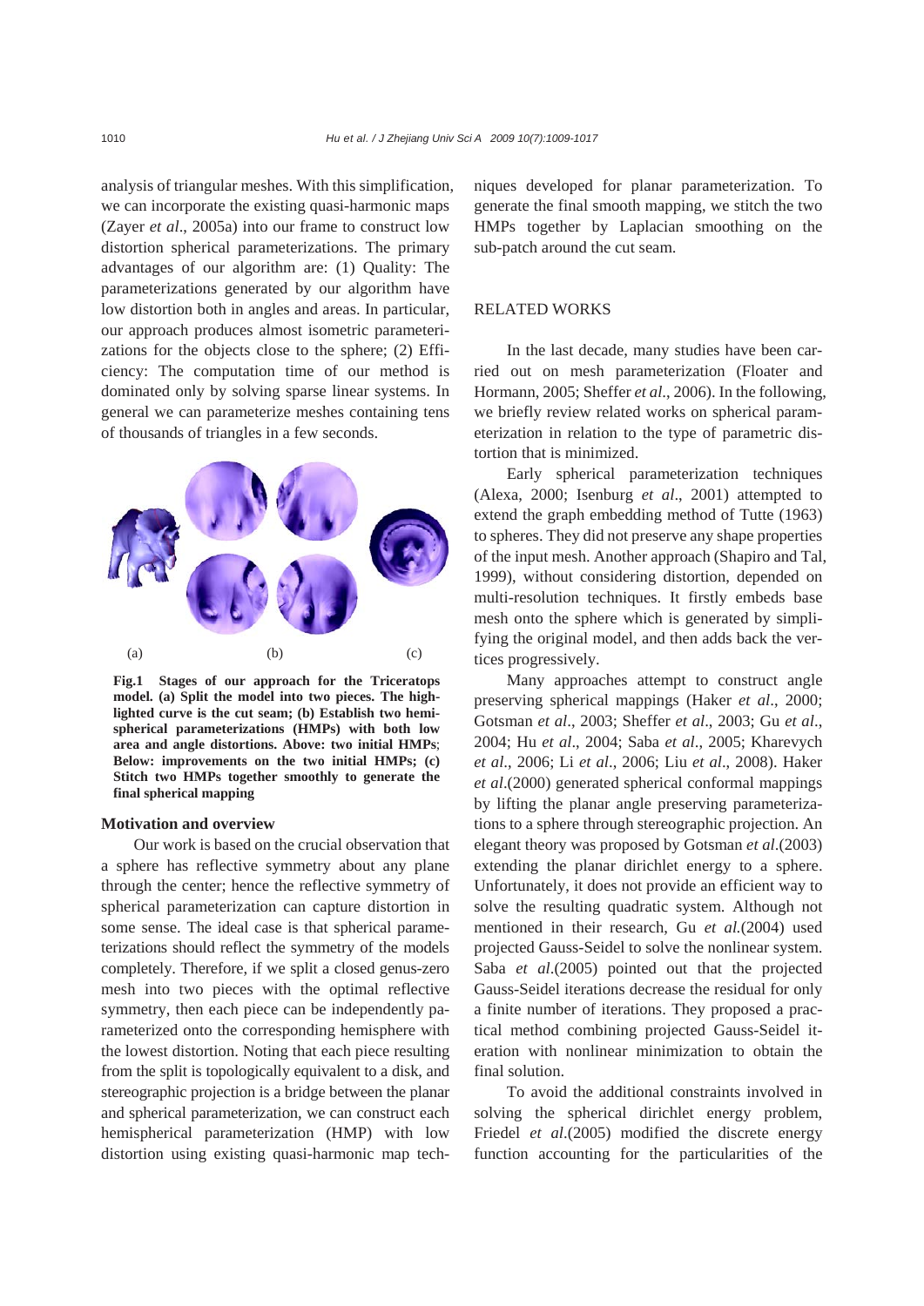analysis of triangular meshes. With this simplification, we can incorporate the existing quasi-harmonic maps (Zayer *et al*., 2005a) into our frame to construct low distortion spherical parameterizations. The primary advantages of our algorithm are: (1) Quality: The parameterizations generated by our algorithm have low distortion both in angles and areas. In particular, our approach produces almost isometric parameterizations for the objects close to the sphere; (2) Efficiency: The computation time of our method is dominated only by solving sparse linear systems. In general we can parameterize meshes containing tens of thousands of triangles in a few seconds.

(a) (b) (c)

**Fig.1 Stages of our approach for the Triceratops model. (a) Split the model into two pieces. The highlighted curve is the cut seam; (b) Establish two hemispherical parameterizations (HMPs) with both low area and angle distortions. Above: two initial HMPs; Below: improvements on the two initial HMPs; (c) Stitch two HMPs together smoothly to generate the final spherical mapping**

### Motivation and overview

Our work is based on the crucial observation that a sphere has reflective symmetry about any plane through the center; hence the reflective symmetry of spherical parameterization can capture distortion in some sense. The ideal case is that spherical parameterizations should reflect the symmetry of the models completely. Therefore, if we split a closed genus-zero mesh into two pieces with the optimal reflective symmetry, then each piece can be independently parameterized onto the corresponding hemisphere with the lowest distortion. Noting that each piece resulting from the split is topologically equivalent to a disk, and stereographic projection is a bridge between the planar and spherical parameterization, we can construct each hemispherical parameterization (HMP) with low distortion using existing quasi-harmonic map techniques developed for planar parameterization. To generate the final smooth mapping, we stitch the two HMPs together by Laplacian smoothing on the sub-patch around the cut seam.

## RELATED WORKS

In the last decade, many studies have been carried out on mesh parameterization (Floater and Hormann, 2005; Sheffer *et al*., 2006). In the following, we briefly review related works on spherical parameterization in relation to the type of parametric distortion that is minimized.

Early spherical parameterization techniques (Alexa, 2000; Isenburg *et al*., 2001) attempted to extend the graph embedding method of Tutte (1963) to spheres. They did not preserve any shape properties of the input mesh. Another approach (Shapiro and Tal, 1999), without considering distortion, depended on multi-resolution techniques. It firstly embeds base mesh onto the sphere which is generated by simplifying the original model, and then adds back the vertices progressively.

Many approaches attempt to construct angle preserving spherical mappings (Haker *et al*., 2000; Gotsman *et al*., 2003; Sheffer *et al*., 2003; Gu *et al*., 2004; Hu *et al*., 2004; Saba *et al*., 2005; Kharevych *et al*., 2006; Li *et al*., 2006; Liu *et al*., 2008). Haker *et al*.(2000) generated spherical conformal mappings by lifting the planar angle preserving parameterizations to a sphere through stereographic projection. An elegant theory was proposed by Gotsman *et al*.(2003) extending the planar dirichlet energy to a sphere. Unfortunately, it does not provide an efficient way to solve the resulting quadratic system. Although not mentioned in their research, Gu *et al*.(2004) used projected Gauss-Seidel to solve the nonlinear system. Saba *et al*.(2005) pointed out that the projected Gauss-Seidel iterations decrease the residual for only a finite number of iterations. They proposed a practical method combining projected Gauss-Seidel iteration with nonlinear minimization to obtain the final solution.

To avoid the additional constraints involved in solving the spherical dirichlet energy problem, Friedel *et al*.(2005) modified the discrete energy function accounting for the particularities of the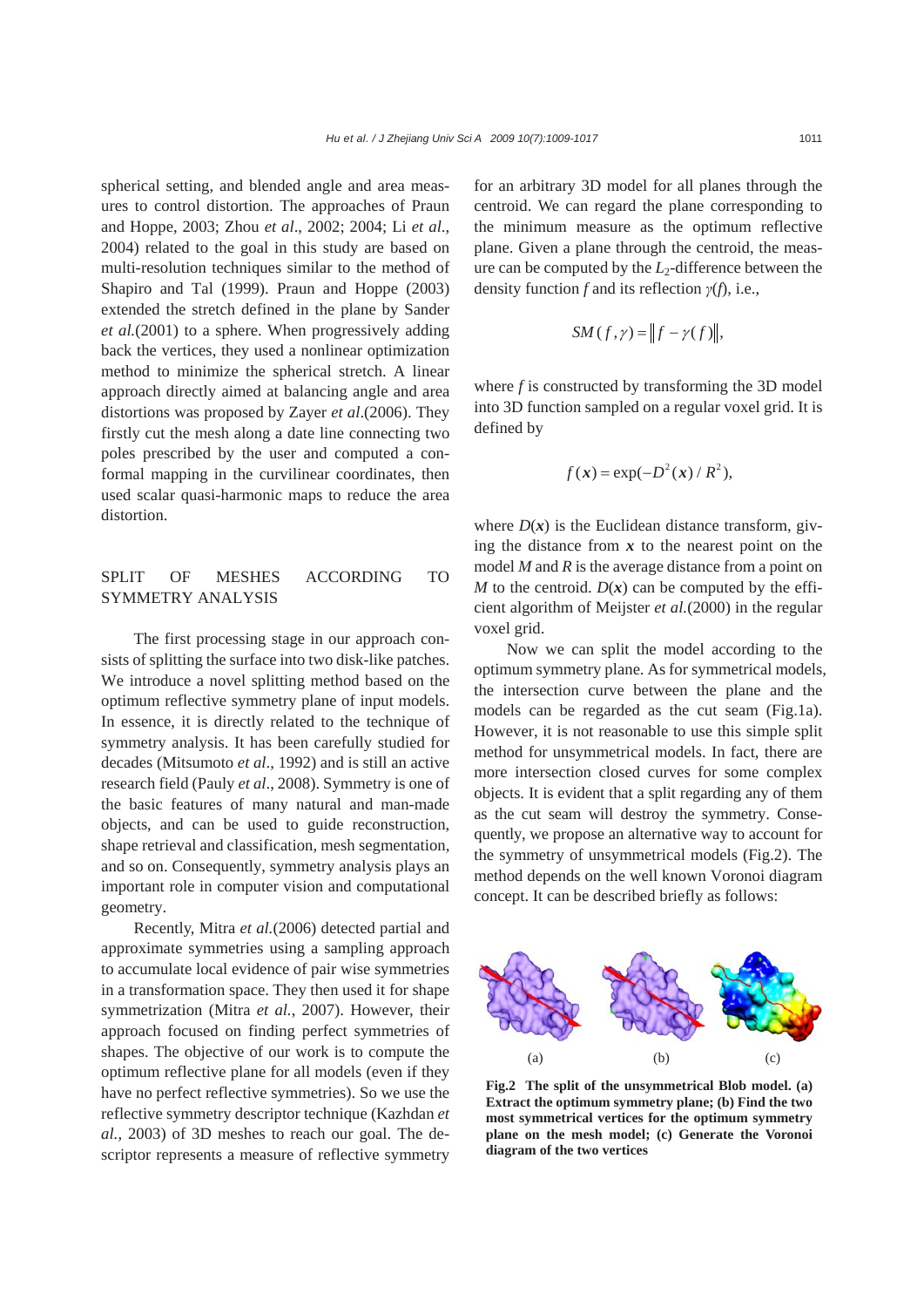spherical setting, and blended angle and area measures to control distortion. The approaches of Praun and Hoppe, 2003; Zhou *et al*., 2002; 2004; Li *et al*., 2004) related to the goal in this study are based on multi-resolution techniques similar to the method of Shapiro and Tal (1999). Praun and Hoppe (2003) extended the stretch defined in the plane by Sander *et al.*(2001) to a sphere. When progressively adding back the vertices, they used a nonlinear optimization method to minimize the spherical stretch. A linear approach directly aimed at balancing angle and area distortions was proposed by Zayer *et al*.(2006). They firstly cut the mesh along a date line connecting two poles prescribed by the user and computed a conformal mapping in the curvilinear coordinates, then used scalar quasi-harmonic maps to reduce the area distortion.

## SPLIT OF MESHES ACCORDING TO SYMMETRY ANALYSIS

The first processing stage in our approach consists of splitting the surface into two disk-like patches. We introduce a novel splitting method based on the optimum reflective symmetry plane of input models. In essence, it is directly related to the technique of symmetry analysis. It has been carefully studied for decades (Mitsumoto *et al*., 1992) and is still an active research field (Pauly *et al*., 2008). Symmetry is one of the basic features of many natural and man-made objects, and can be used to guide reconstruction, shape retrieval and classification, mesh segmentation, and so on. Consequently, symmetry analysis plays an important role in computer vision and computational geometry.

Recently, Mitra *et al.*(2006) detected partial and approximate symmetries using a sampling approach to accumulate local evidence of pair wise symmetries in a transformation space. They then used it for shape symmetrization (Mitra *et al.*, 2007). However, their approach focused on finding perfect symmetries of shapes. The objective of our work is to compute the optimum reflective plane for all models (even if they have no perfect reflective symmetries). So we use the reflective symmetry descriptor technique (Kazhdan *et al.*, 2003) of 3D meshes to reach our goal. The descriptor represents a measure of reflective symmetry for an arbitrary 3D model for all planes through the centroid. We can regard the plane corresponding to the minimum measure as the optimum reflective plane. Given a plane through the centroid, the measure can be computed by the $L_2$-difference between the density function $f$ and its reflection $\gamma(f)$, i.e.,

$$SM(f,\gamma) = \| f - \gamma(f) \|,$$

where $f$ is constructed by transforming the 3D model into 3D function sampled on a regular voxel grid. It is defined by

$$f(\boldsymbol{x}) = \exp(-D^2(\boldsymbol{x})/R^2),$$

where $D(\boldsymbol{x})$ is the Euclidean distance transform, giving the distance from $\boldsymbol{x}$ to the nearest point on the model $M$ and $R$ is the average distance from a point on $M$ to the centroid. $D(\boldsymbol{x})$ can be computed by the efficient algorithm of Meijster *et al.*(2000) in the regular voxel grid.

Now we can split the model according to the optimum symmetry plane. As for symmetrical models, the intersection curve between the plane and the models can be regarded as the cut seam (Fig.1a). However, it is not reasonable to use this simple split method for unsymmetrical models. In fact, there are more intersection closed curves for some complex objects. It is evident that a split regarding any of them as the cut seam will destroy the symmetry. Consequently, we propose an alternative way to account for the symmetry of unsymmetrical models (Fig.2). The method depends on the well known Voronoi diagram concept. It can be described briefly as follows:

(a) (b) (c)

**Fig.2 The split of the unsymmetrical Blob model. (a) Extract the optimum symmetry plane; (b) Find the two most symmetrical vertices for the optimum symmetry plane on the mesh model; (c) Generate the Voronoi diagram of the two vertices**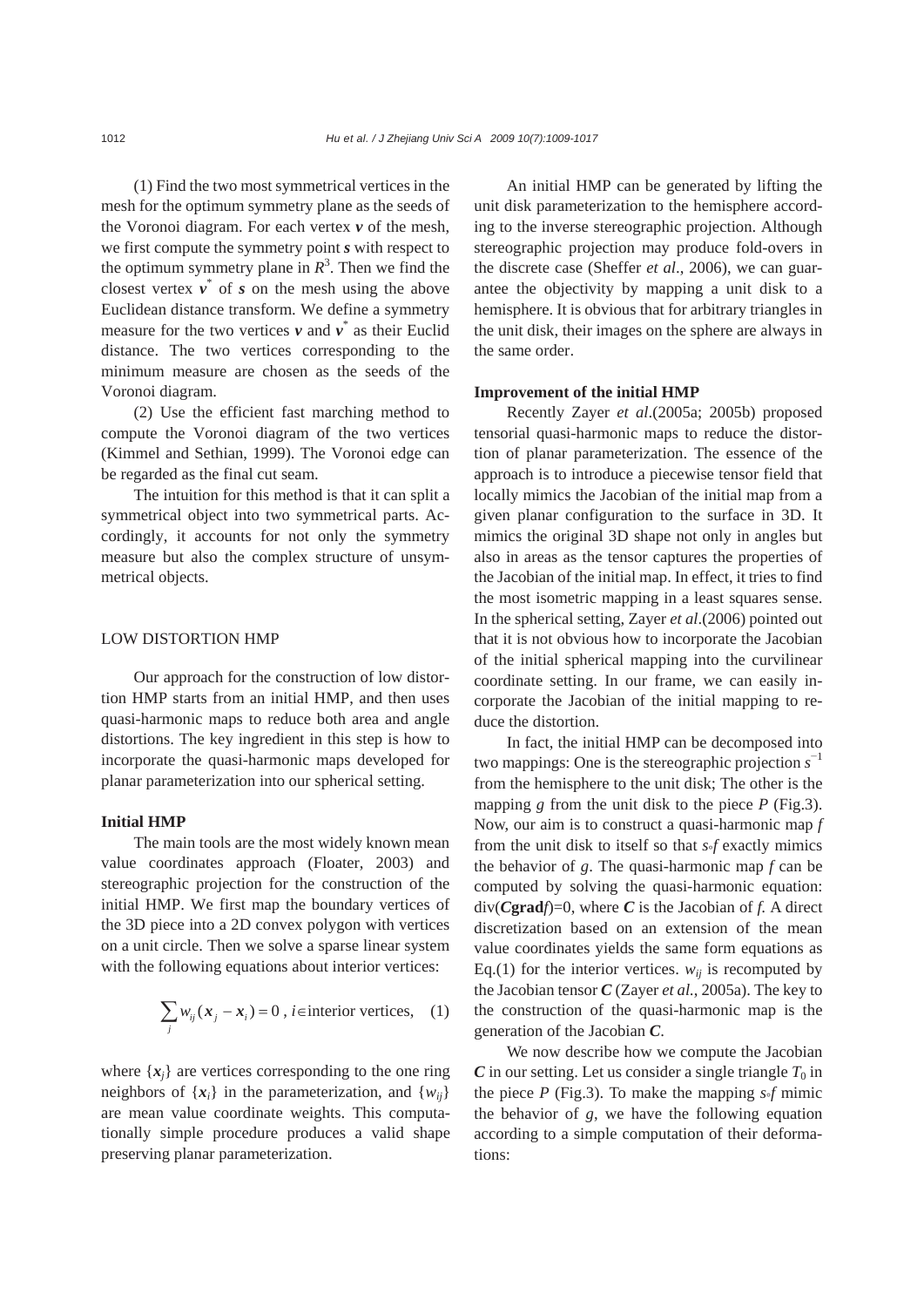(1) Find the two most symmetrical vertices in the mesh for the optimum symmetry plane as the seeds of the Voronoi diagram. For each vertex $\boldsymbol{v}$ of the mesh, we first compute the symmetry point $\boldsymbol{s}$ with respect to the optimum symmetry plane in $R^3$. Then we find the closest vertex $\boldsymbol{v}^*$ of $\boldsymbol{s}$ on the mesh using the above Euclidean distance transform. We define a symmetry measure for the two vertices $\boldsymbol{v}$ and $\boldsymbol{v}^*$ as their Euclid distance. The two vertices corresponding to the minimum measure are chosen as the seeds of the Voronoi diagram.

(2) Use the efficient fast marching method to compute the Voronoi diagram of the two vertices (Kimmel and Sethian, 1999). The Voronoi edge can be regarded as the final cut seam.

The intuition for this method is that it can split a symmetrical object into two symmetrical parts. Accordingly, it accounts for not only the symmetry measure but also the complex structure of unsymmetrical objects.

## LOW DISTORTION HMP

Our approach for the construction of low distortion HMP starts from an initial HMP, and then uses quasi-harmonic maps to reduce both area and angle distortions. The key ingredient in this step is how to incorporate the quasi-harmonic maps developed for planar parameterization into our spherical setting.

### Initial HMP

The main tools are the most widely known mean value coordinates approach (Floater, 2003) and stereographic projection for the construction of the initial HMP. We first map the boundary vertices of the 3D piece into a 2D convex polygon with vertices on a unit circle. Then we solve a sparse linear system with the following equations about interior vertices:

$$\sum_j w_{ij}(\boldsymbol{x}_j - \boldsymbol{x}_i) = 0,\ i \in \text{interior vertices}, \quad (1)$$

where $\{\boldsymbol{x}_j\}$ are vertices corresponding to the one ring neighbors of $\{\boldsymbol{x}_i\}$ in the parameterization, and $\{w_{ij}\}$ are mean value coordinate weights. This computationally simple procedure produces a valid shape preserving planar parameterization.

An initial HMP can be generated by lifting the unit disk parameterization to the hemisphere according to the inverse stereographic projection. Although stereographic projection may produce fold-overs in the discrete case (Sheffer *et al*., 2006), we can guarantee the objectivity by mapping a unit disk to a hemisphere. It is obvious that for arbitrary triangles in the unit disk, their images on the sphere are always in the same order.

### Improvement of the initial HMP

Recently Zayer *et al*.(2005a; 2005b) proposed tensorial quasi-harmonic maps to reduce the distortion of planar parameterization. The essence of the approach is to introduce a piecewise tensor field that locally mimics the Jacobian of the initial map from a given planar configuration to the surface in 3D. It mimics the original 3D shape not only in angles but also in areas as the tensor captures the properties of the Jacobian of the initial map. In effect, it tries to find the most isometric mapping in a least squares sense. In the spherical setting, Zayer *et al*.(2006) pointed out that it is not obvious how to incorporate the Jacobian of the initial spherical mapping into the curvilinear coordinate setting. In our frame, we can easily incorporate the Jacobian of the initial mapping to reduce the distortion.

In fact, the initial HMP can be decomposed into two mappings: One is the stereographic projection $s^{-1}$ from the hemisphere to the unit disk; The other is the mapping $g$ from the unit disk to the piece $P$ (Fig.3). Now, our aim is to construct a quasi-harmonic map $f$ from the unit disk to itself so that $s \circ f$ exactly mimics the behavior of $g$. The quasi-harmonic map $f$ can be computed by solving the quasi-harmonic equation: $\text{div}(\boldsymbol{C}\,\mathbf{grad}f)=0$, where $\boldsymbol{C}$ is the Jacobian of $f$. A direct discretization based on an extension of the mean value coordinates yields the same form equations as Eq.(1) for the interior vertices. $w_{ij}$ is recomputed by the Jacobian tensor $\boldsymbol{C}$ (Zayer *et al*., 2005a). The key to the construction of the quasi-harmonic map is the generation of the Jacobian $\boldsymbol{C}$.

We now describe how we compute the Jacobian $\boldsymbol{C}$ in our setting. Let us consider a single triangle $T_0$ in the piece $P$ (Fig.3). To make the mapping $s \circ f$ mimic the behavior of $g$, we have the following equation according to a simple computation of their deformations: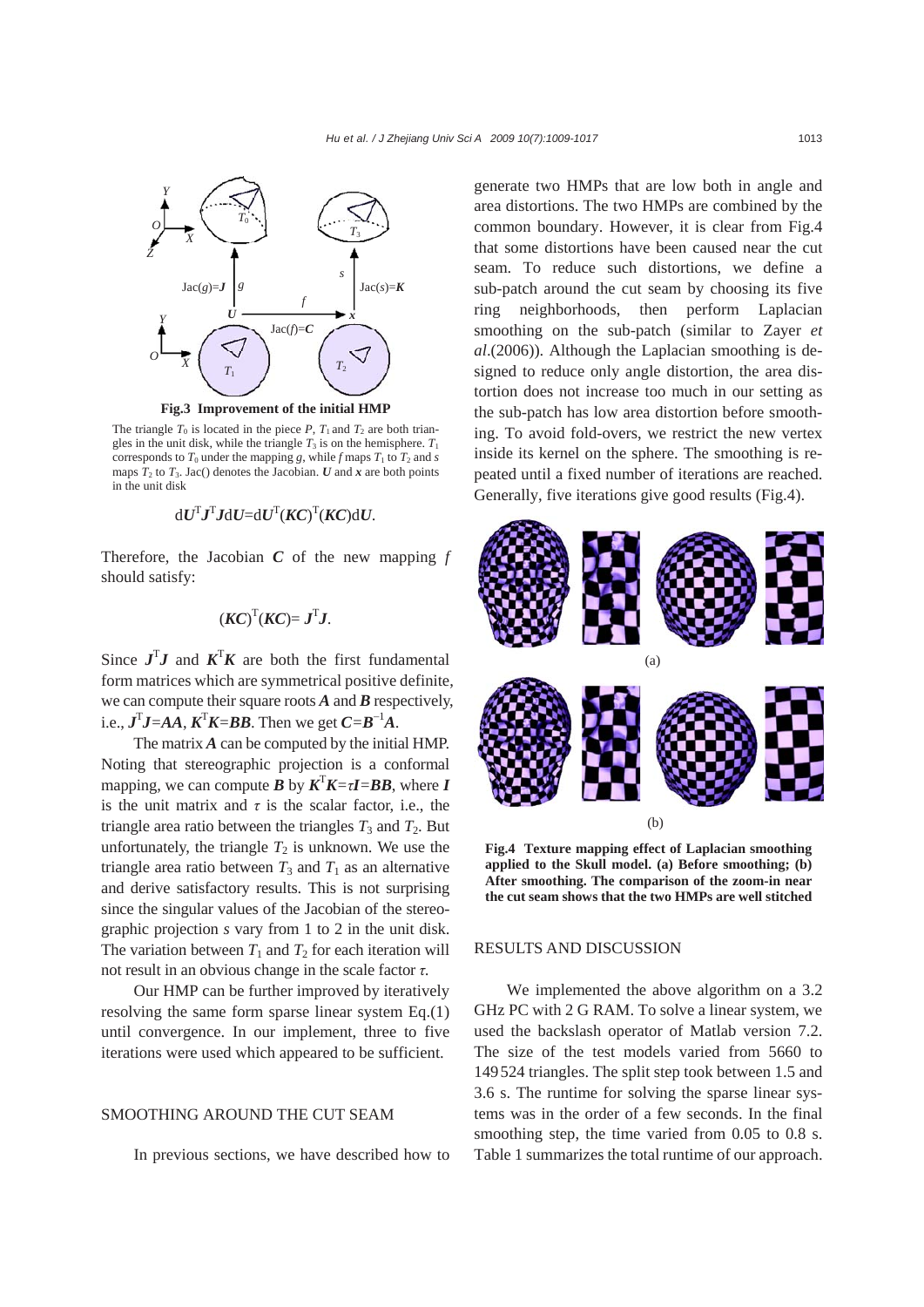**Fig.3 Improvement of the initial HMP**

The triangle $T_0$ is located in the piece $P$, $T_1$ and $T_2$ are both triangles in the unit disk, while the triangle $T_3$ is on the hemisphere. $T_1$ corresponds to $T_0$ under the mapping $g$, while $f$ maps $T_1$ to $T_2$ and $s$ maps $T_2$ to $T_3$. Jac() denotes the Jacobian. $\boldsymbol{U}$ and $\boldsymbol{x}$ are both points in the unit disk

$$\mathrm{d}\boldsymbol{U}^{\mathrm{T}}\boldsymbol{J}^{\mathrm{T}}\boldsymbol{J}\mathrm{d}\boldsymbol{U}=\mathrm{d}\boldsymbol{U}^{\mathrm{T}}(\boldsymbol{KC})^{\mathrm{T}}(\boldsymbol{KC})\mathrm{d}\boldsymbol{U}.$$

Therefore, the Jacobian $\boldsymbol{C}$ of the new mapping $f$ should satisfy:

$$(\boldsymbol{KC})^{\mathrm{T}}(\boldsymbol{KC})=\boldsymbol{J}^{\mathrm{T}}\boldsymbol{J}.$$

Since $\boldsymbol{J}^{\mathrm{T}}\boldsymbol{J}$ and $\boldsymbol{K}^{\mathrm{T}}\boldsymbol{K}$ are both the first fundamental form matrices which are symmetrical positive definite, we can compute their square roots $\boldsymbol{A}$ and $\boldsymbol{B}$ respectively, i.e., $\boldsymbol{J}^{\mathrm{T}}\boldsymbol{J}=\boldsymbol{AA}$, $\boldsymbol{K}^{\mathrm{T}}\boldsymbol{K}=\boldsymbol{BB}$. Then we get $\boldsymbol{C}=\boldsymbol{B}^{-1}\boldsymbol{A}$.

The matrix $\boldsymbol{A}$ can be computed by the initial HMP. Noting that stereographic projection is a conformal mapping, we can compute $\boldsymbol{B}$ by $\boldsymbol{K}^{\mathrm{T}}\boldsymbol{K}=\tau\boldsymbol{I}=\boldsymbol{BB}$, where $\boldsymbol{I}$ is the unit matrix and $\tau$ is the scalar factor, i.e., the triangle area ratio between the triangles $T_3$ and $T_2$. But unfortunately, the triangle $T_2$ is unknown. We use the triangle area ratio between $T_3$ and $T_1$ as an alternative and derive satisfactory results. This is not surprising since the singular values of the Jacobian of the stereographic projection $s$ vary from 1 to 2 in the unit disk. The variation between $T_1$ and $T_2$ for each iteration will not result in an obvious change in the scale factor $\tau$.

Our HMP can be further improved by iteratively resolving the same form sparse linear system Eq.(1) until convergence. In our implement, three to five iterations were used which appeared to be sufficient.

## SMOOTHING AROUND THE CUT SEAM

In previous sections, we have described how to generate two HMPs that are low both in angle and area distortions. The two HMPs are combined by the common boundary. However, it is clear from Fig.4 that some distortions have been caused near the cut seam. To reduce such distortions, we define a sub-patch around the cut seam by choosing its five ring neighborhoods, then perform Laplacian smoothing on the sub-patch (similar to Zayer *et al*.(2006)). Although the Laplacian smoothing is designed to reduce only angle distortion, the area distortion does not increase too much in our setting as the sub-patch has low area distortion before smoothing. To avoid fold-overs, we restrict the new vertex inside its kernel on the sphere. The smoothing is repeated until a fixed number of iterations are reached. Generally, five iterations give good results (Fig.4).

**Fig.4 Texture mapping effect of Laplacian smoothing applied to the Skull model. (a) Before smoothing; (b) After smoothing. The comparison of the zoom-in near the cut seam shows that the two HMPs are well stitched**

## RESULTS AND DISCUSSION

We implemented the above algorithm on a 3.2 GHz PC with 2 G RAM. To solve a linear system, we used the backslash operator of Matlab version 7.2. The size of the test models varied from 5660 to 149524 triangles. The split step took between 1.5 and 3.6 s. The runtime for solving the sparse linear systems was in the order of a few seconds. In the final smoothing step, the time varied from 0.05 to 0.8 s. Table 1 summarizes the total runtime of our approach.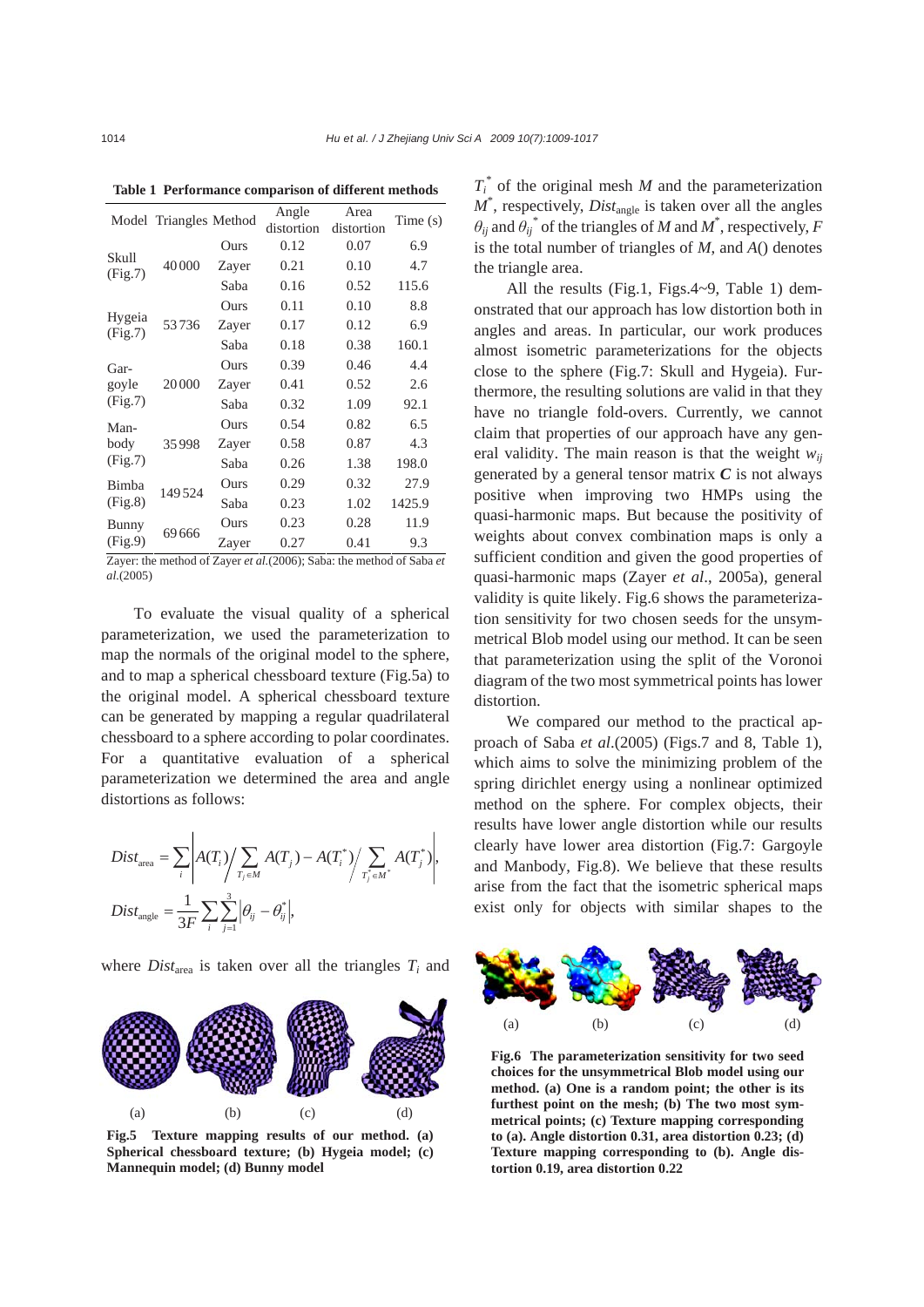**Table 1 Performance comparison of different methods**

| Model | Triangles | Method | Angle distortion | Area distortion | Time (s) |
|---|---|---|---|---|---|
| Skull (Fig.7) | 40000 | Ours | 0.12 | 0.07 | 6.9 |
| | | Zayer | 0.21 | 0.10 | 4.7 |
| | | Saba | 0.16 | 0.52 | 115.6 |
| Hygeia (Fig.7) | 53736 | Ours | 0.11 | 0.10 | 8.8 |
| | | Zayer | 0.17 | 0.12 | 6.9 |
| | | Saba | 0.18 | 0.38 | 160.1 |
| Gargoyle (Fig.7) | 20000 | Ours | 0.39 | 0.46 | 4.4 |
| | | Zayer | 0.41 | 0.52 | 2.6 |
| | | Saba | 0.32 | 1.09 | 92.1 |
| Manbody (Fig.7) | 35998 | Ours | 0.54 | 0.82 | 6.5 |
| | | Zayer | 0.58 | 0.87 | 4.3 |
| | | Saba | 0.26 | 1.38 | 198.0 |
| Bimba (Fig.8) | 149524 | Ours | 0.29 | 0.32 | 27.9 |
| | | Saba | 0.23 | 1.02 | 1425.9 |
| Bunny (Fig.9) | 69666 | Ours | 0.23 | 0.28 | 11.9 |
| | | Zayer | 0.27 | 0.41 | 9.3 |

Zayer: the method of Zayer *et al*.(2006); Saba: the method of Saba *et al*.(2005)

To evaluate the visual quality of a spherical parameterization, we used the parameterization to map the normals of the original model to the sphere, and to map a spherical chessboard texture (Fig.5a) to the original model. A spherical chessboard texture can be generated by mapping a regular quadrilateral chessboard to a sphere according to polar coordinates. For a quantitative evaluation of a spherical parameterization we determined the area and angle distortions as follows:

$$Dist_{\text{area}} = \sum_i \left| A(T_i) \Big/ \sum_{T_j \in M} A(T_j) - A(T_i^*) \Big/ \sum_{T_j^* \in M^*} A(T_j^*) \right|,$$

$$Dist_{\text{angle}} = \frac{1}{3F} \sum_i \sum_{j=1}^{3} \left| \theta_{ij} - \theta_{ij}^* \right|,$$

where $Dist_{\text{area}}$ is taken over all the triangles $T_i$ and $T_i^*$ of the original mesh $M$ and the parameterization $M^*$, respectively, $Dist_{\text{angle}}$ is taken over all the angles $\theta_{ij}$ and $\theta_{ij}^*$ of the triangles of $M$ and $M^*$, respectively, $F$ is the total number of triangles of $M$, and $A()$ denotes the triangle area.

**Fig.5 Texture mapping results of our method. (a) Spherical chessboard texture; (b) Hygeia model; (c) Mannequin model; (d) Bunny model**

All the results (Fig.1, Figs.4~9, Table 1) demonstrated that our approach has low distortion both in angles and areas. In particular, our work produces almost isometric parameterizations for the objects close to the sphere (Fig.7: Skull and Hygeia). Furthermore, the resulting solutions are valid in that they have no triangle fold-overs. Currently, we cannot claim that properties of our approach have any general validity. The main reason is that the weight $w_{ij}$ generated by a general tensor matrix $\boldsymbol{C}$ is not always positive when improving two HMPs using the quasi-harmonic maps. But because the positivity of weights about convex combination maps is only a sufficient condition and given the good properties of quasi-harmonic maps (Zayer *et al*., 2005a), general validity is quite likely. Fig.6 shows the parameterization sensitivity for two chosen seeds for the unsymmetrical Blob model using our method. It can be seen that parameterization using the split of the Voronoi diagram of the two most symmetrical points has lower distortion.

**Fig.6 The parameterization sensitivity for two seed choices for the unsymmetrical Blob model using our method. (a) One is a random point; the other is its furthest point on the mesh; (b) The two most symmetrical points; (c) Texture mapping corresponding to (a). Angle distortion 0.31, area distortion 0.23; (d) Texture mapping corresponding to (b). Angle distortion 0.19, area distortion 0.22**

We compared our method to the practical approach of Saba *et al*.(2005) (Figs.7 and 8, Table 1), which aims to solve the minimizing problem of the spring dirichlet energy using a nonlinear optimized method on the sphere. For complex objects, their results have lower angle distortion while our results clearly have lower area distortion (Fig.7: Gargoyle and Manbody, Fig.8). We believe that these results arise from the fact that the isometric spherical maps exist only for objects with similar shapes to the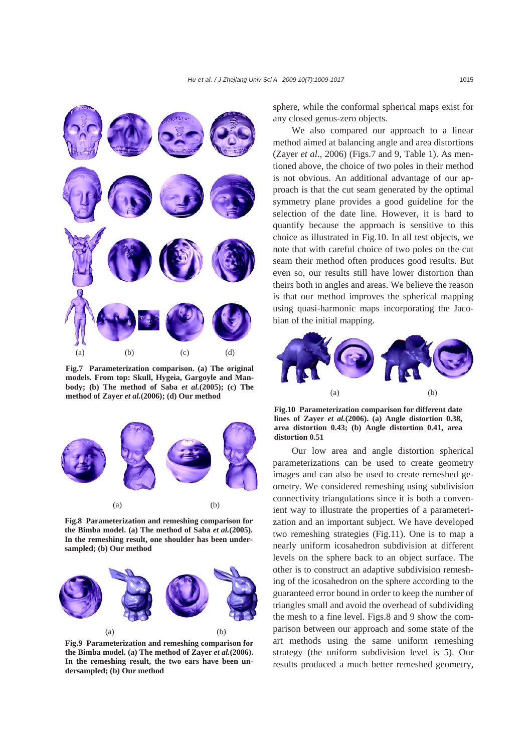Fig.7 **Parameterization comparison. (a) The original models. From top: Skull, Hygeia, Gargoyle and Manbody; (b) The method of Saba *et al.*(2005); (c) The method of Zayer *et al.*(2006); (d) Our method**

Fig.8 **Parameterization and remeshing comparison for the Bimba model. (a) The method of Saba *et al.*(2005). In the remeshing result, one shoulder has been undersampled; (b) Our method**

Fig.9 **Parameterization and remeshing comparison for the Bimba model. (a) The method of Zayer *et al.*(2006). In the remeshing result, the two ears have been undersampled; (b) Our method**

sphere, while the conformal spherical maps exist for any closed genus-zero objects.

We also compared our approach to a linear method aimed at balancing angle and area distortions (Zayer *et al*., 2006) (Figs.7 and 9, Table 1). As mentioned above, the choice of two poles in their method is not obvious. An additional advantage of our approach is that the cut seam generated by the optimal symmetry plane provides a good guideline for the selection of the date line. However, it is hard to quantify because the approach is sensitive to this choice as illustrated in Fig.10. In all test objects, we note that with careful choice of two poles on the cut seam their method often produces good results. But even so, our results still have lower distortion than theirs both in angles and areas. We believe the reason is that our method improves the spherical mapping using quasi-harmonic maps incorporating the Jacobian of the initial mapping.

Fig.10 **Parameterization comparison for different date lines of Zayer *et al.*(2006). (a) Angle distortion 0.38, area distortion 0.43; (b) Angle distortion 0.41, area distortion 0.51**

Our low area and angle distortion spherical parameterizations can be used to create geometry images and can also be used to create remeshed geometry. We considered remeshing using subdivision connectivity triangulations since it is both a convenient way to illustrate the properties of a parameterization and an important subject. We have developed two remeshing strategies (Fig.11). One is to map a nearly uniform icosahedron subdivision at different levels on the sphere back to an object surface. The other is to construct an adaptive subdivision remeshing of the icosahedron on the sphere according to the guaranteed error bound in order to keep the number of triangles small and avoid the overhead of subdividing the mesh to a fine level. Figs.8 and 9 show the comparison between our approach and some state of the art methods using the same uniform remeshing strategy (the uniform subdivision level is 5). Our results produced a much better remeshed geometry,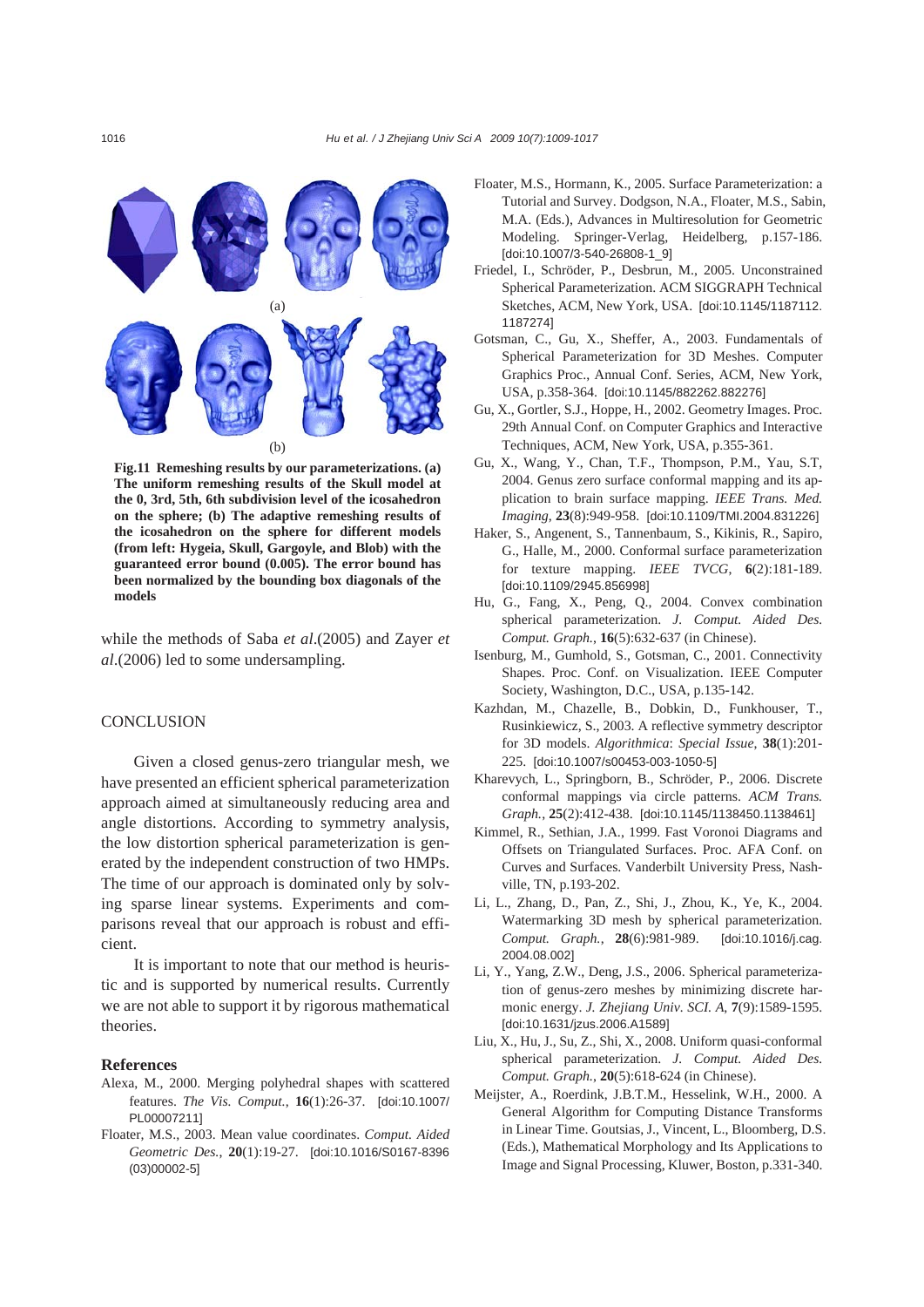(a)

(b)

**Fig.11 Remeshing results by our parameterizations. (a) The uniform remeshing results of the Skull model at the 0, 3rd, 5th, 6th subdivision level of the icosahedron on the sphere; (b) The adaptive remeshing results of the icosahedron on the sphere for different models (from left: Hygeia, Skull, Gargoyle, and Blob) with the guaranteed error bound (0.005). The error bound has been normalized by the bounding box diagonals of the models**

while the methods of Saba *et al*.(2005) and Zayer *et al*.(2006) led to some undersampling.

## CONCLUSION

Given a closed genus-zero triangular mesh, we have presented an efficient spherical parameterization approach aimed at simultaneously reducing area and angle distortions. According to symmetry analysis, the low distortion spherical parameterization is generated by the independent construction of two HMPs. The time of our approach is dominated only by solving sparse linear systems. Experiments and comparisons reveal that our approach is robust and efficient.

It is important to note that our method is heuristic and is supported by numerical results. Currently we are not able to support it by rigorous mathematical theories.

### References

Alexa, M., 2000. Merging polyhedral shapes with scattered features. *The Vis. Comput.*, **16**(1):26-37. [doi:10.1007/PL00007211]

Floater, M.S., 2003. Mean value coordinates. *Comput. Aided Geometric Des.*, **20**(1):19-27. [doi:10.1016/S0167-8396(03)00002-5]

Floater, M.S., Hormann, K., 2005. Surface Parameterization: a Tutorial and Survey. Dodgson, N.A., Floater, M.S., Sabin, M.A. (Eds.), Advances in Multiresolution for Geometric Modeling. Springer-Verlag, Heidelberg, p.157-186. [doi:10.1007/3-540-26808-1_9]

Friedel, I., Schröder, P., Desbrun, M., 2005. Unconstrained Spherical Parameterization. ACM SIGGRAPH Technical Sketches, ACM, New York, USA. [doi:10.1145/1187112.1187274]

Gotsman, C., Gu, X., Sheffer, A., 2003. Fundamentals of Spherical Parameterization for 3D Meshes. Computer Graphics Proc., Annual Conf. Series, ACM, New York, USA, p.358-364. [doi:10.1145/882262.882276]

Gu, X., Gortler, S.J., Hoppe, H., 2002. Geometry Images. Proc. 29th Annual Conf. on Computer Graphics and Interactive Techniques, ACM, New York, USA, p.355-361.

Gu, X., Wang, Y., Chan, T.F., Thompson, P.M., Yau, S.T, 2004. Genus zero surface conformal mapping and its application to brain surface mapping. *IEEE Trans. Med. Imaging*, **23**(8):949-958. [doi:10.1109/TMI.2004.831226]

Haker, S., Angenent, S., Tannenbaum, S., Kikinis, R., Sapiro, G., Halle, M., 2000. Conformal surface parameterization for texture mapping. *IEEE TVCG*, **6**(2):181-189. [doi:10.1109/2945.856998]

Hu, G., Fang, X., Peng, Q., 2004. Convex combination spherical parameterization. *J. Comput. Aided Des. Comput. Graph.*, **16**(5):632-637 (in Chinese).

Isenburg, M., Gumhold, S., Gotsman, C., 2001. Connectivity Shapes. Proc. Conf. on Visualization. IEEE Computer Society, Washington, D.C., USA, p.135-142.

Kazhdan, M., Chazelle, B., Dobkin, D., Funkhouser, T., Rusinkiewicz, S., 2003. A reflective symmetry descriptor for 3D models. *Algorithmica*: *Special Issue*, **38**(1):201-225. [doi:10.1007/s00453-003-1050-5]

Kharevych, L., Springborn, B., Schröder, P., 2006. Discrete conformal mappings via circle patterns. *ACM Trans. Graph.*, **25**(2):412-438. [doi:10.1145/1138450.1138461]

Kimmel, R., Sethian, J.A., 1999. Fast Voronoi Diagrams and Offsets on Triangulated Surfaces. Proc. AFA Conf. on Curves and Surfaces. Vanderbilt University Press, Nashville, TN, p.193-202.

Li, L., Zhang, D., Pan, Z., Shi, J., Zhou, K., Ye, K., 2004. Watermarking 3D mesh by spherical parameterization. *Comput. Graph.*, **28**(6):981-989. [doi:10.1016/j.cag.2004.08.002]

Li, Y., Yang, Z.W., Deng, J.S., 2006. Spherical parameterization of genus-zero meshes by minimizing discrete harmonic energy. *J. Zhejiang Univ. SCI. A*, **7**(9):1589-1595. [doi:10.1631/jzus.2006.A1589]

Liu, X., Hu, J., Su, Z., Shi, X., 2008. Uniform quasi-conformal spherical parameterization. *J. Comput. Aided Des. Comput. Graph.*, **20**(5):618-624 (in Chinese).

Meijster, A., Roerdink, J.B.T.M., Hesselink, W.H., 2000. A General Algorithm for Computing Distance Transforms in Linear Time. Goutsias, J., Vincent, L., Bloomberg, D.S. (Eds.), Mathematical Morphology and Its Applications to Image and Signal Processing, Kluwer, Boston, p.331-340.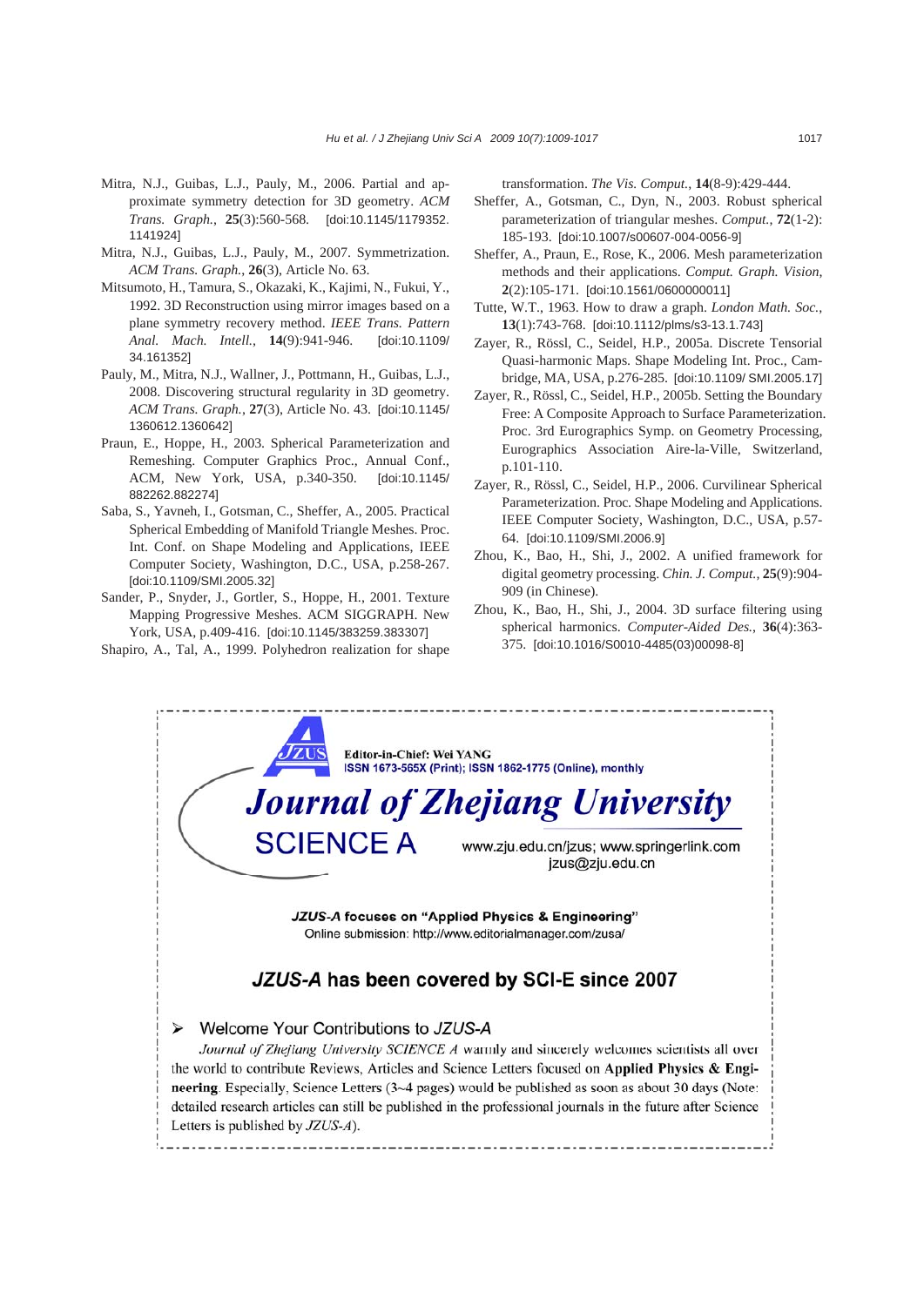Mitra, N.J., Guibas, L.J., Pauly, M., 2006. Partial and approximate symmetry detection for 3D geometry. *ACM Trans. Graph.*, **25**(3):560-568. [doi:10.1145/1179352.1141924]

Mitra, N.J., Guibas, L.J., Pauly, M., 2007. Symmetrization. *ACM Trans. Graph.*, **26**(3), Article No. 63.

Mitsumoto, H., Tamura, S., Okazaki, K., Kajimi, N., Fukui, Y., 1992. 3D Reconstruction using mirror images based on a plane symmetry recovery method. *IEEE Trans. Pattern Anal. Mach. Intell.*, **14**(9):941-946. [doi:10.1109/34.161352]

Pauly, M., Mitra, N.J., Wallner, J., Pottmann, H., Guibas, L.J., 2008. Discovering structural regularity in 3D geometry. *ACM Trans. Graph.*, **27**(3), Article No. 43. [doi:10.1145/1360612.1360642]

Praun, E., Hoppe, H., 2003. Spherical Parameterization and Remeshing. Computer Graphics Proc., Annual Conf., ACM, New York, USA, p.340-350. [doi:10.1145/882262.882274]

Saba, S., Yavneh, I., Gotsman, C., Sheffer, A., 2005. Practical Spherical Embedding of Manifold Triangle Meshes. Proc. Int. Conf. on Shape Modeling and Applications, IEEE Computer Society, Washington, D.C., USA, p.258-267. [doi:10.1109/SMI.2005.32]

Sander, P., Snyder, J., Gortler, S., Hoppe, H., 2001. Texture Mapping Progressive Meshes. ACM SIGGRAPH. New York, USA, p.409-416. [doi:10.1145/383259.383307]

Shapiro, A., Tal, A., 1999. Polyhedron realization for shape transformation. *The Vis. Comput.*, **14**(8-9):429-444.

Sheffer, A., Gotsman, C., Dyn, N., 2003. Robust spherical parameterization of triangular meshes. *Comput.*, **72**(1-2):185-193. [doi:10.1007/s00607-004-0056-9]

Sheffer, A., Praun, E., Rose, K., 2006. Mesh parameterization methods and their applications. *Comput. Graph. Vision*, **2**(2):105-171. [doi:10.1561/0600000011]

Tutte, W.T., 1963. How to draw a graph. *London Math. Soc.*, **13**(1):743-768. [doi:10.1112/plms/s3-13.1.743]

Zayer, R., Rössl, C., Seidel, H.P., 2005a. Discrete Tensorial Quasi-harmonic Maps. Shape Modeling Int. Proc., Cambridge, MA, USA, p.276-285. [doi:10.1109/SMI.2005.17]

Zayer, R., Rössl, C., Seidel, H.P., 2005b. Setting the Boundary Free: A Composite Approach to Surface Parameterization. Proc. 3rd Eurographics Symp. on Geometry Processing, Eurographics Association Aire-la-Ville, Switzerland, p.101-110.

Zayer, R., Rössl, C., Seidel, H.P., 2006. Curvilinear Spherical Parameterization. Proc. Shape Modeling and Applications. IEEE Computer Society, Washington, D.C., USA, p.57-64. [doi:10.1109/SMI.2006.9]

Zhou, K., Bao, H., Shi, J., 2002. A unified framework for digital geometry processing. *Chin. J. Comput.*, **25**(9):904-909 (in Chinese).

Zhou, K., Bao, H., Shi, J., 2004. 3D surface filtering using spherical harmonics. *Computer-Aided Des.*, **36**(4):363-375. [doi:10.1016/S0010-4485(03)00098-8]

---

JZUS

**Editor-in-Chief: Wei YANG**
**ISSN 1673-565X (Print); ISSN 1862-1775 (Online), monthly**

# *Journal of Zhejiang University*
## SCIENCE A

www.zju.edu.cn/jzus; www.springerlink.com
jzus@zju.edu.cn

***JZUS-A* focuses on "Applied Physics & Engineering"**
Online submission: http://www.editorialmanager.com/zusa/

### *JZUS-A* has been covered by SCI-E since 2007

- Welcome Your Contributions to *JZUS-A*

*Journal of Zhejiang University SCIENCE A* warmly and sincerely welcomes scientists all over the world to contribute Reviews, Articles and Science Letters focused on **Applied Physics & Engineering**. Especially, Science Letters (3~4 pages) would be published as soon as about 30 days (Note: detailed research articles can still be published in the professional journals in the future after Science Letters is published by *JZUS-A*).